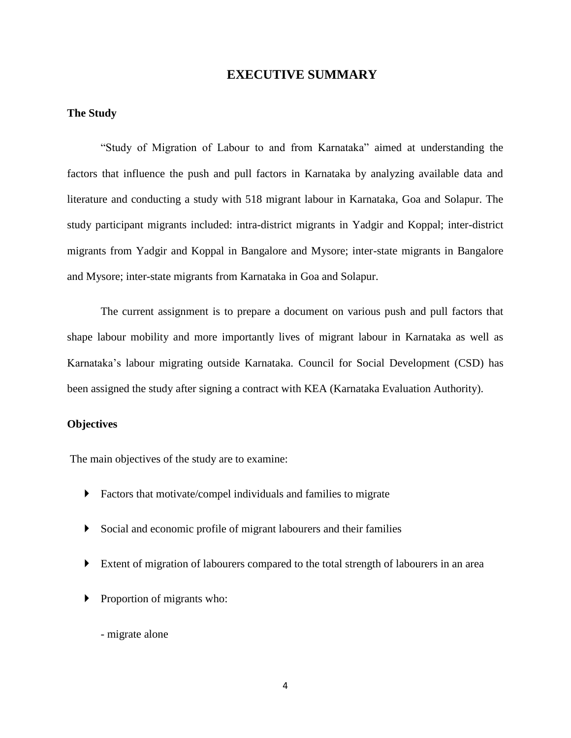# EXECUTIVE SUMMARY

## The Study

"Study of Migration of Labour to and from Karnataka" aimed at understanding the factors that influence the push and pull factors in Karnataka by analyzing available data and literature and conducting a study with 518 migrant labour in Karnataka, Goa and Solapur. The study participant migrants included: intra-district migrants in Yadgir and Koppal; inter-district migrants from Yadgir and Koppal in Bangalore and Mysore; inter-state migrants in Bangalore and Mysore; inter-state migrants from Karnataka in Goa and Solapur.

The current assignment is to prepare a document on various push and pull factors that shape labour mobility and more importantly lives of migrant labour in Karnataka as well as Karnataka's labour migrating outside Karnataka. Council for Social Development (CSD) has been assigned the study after signing a contract with KEA (Karnataka Evaluation Authority).

## Objectives

The main objectives of the study are to examine:

- Factors that motivate/compel individuals and families to migrate
- Social and economic profile of migrant labourers and their families
- Extent of migration of labourers compared to the total strength of labourers in an area
- Proportion of migrants who:

  - migrate alone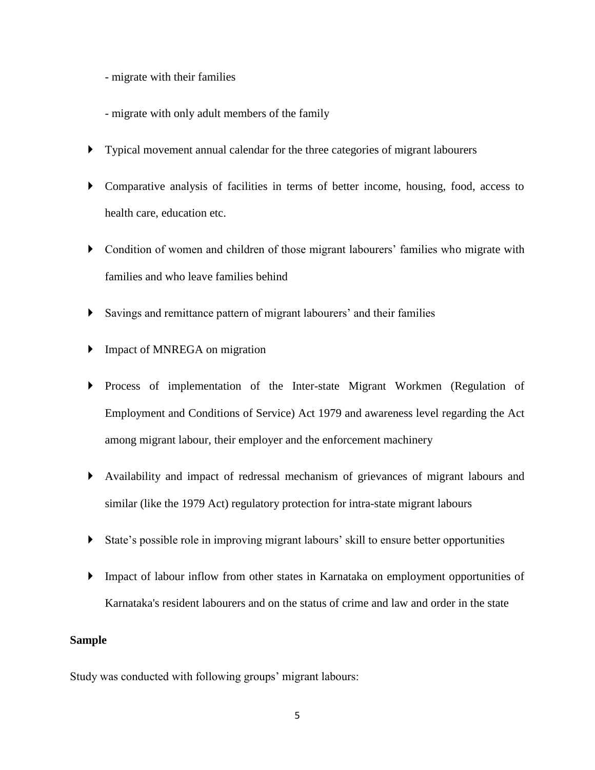- migrate with their families

  - migrate with only adult members of the family

- Typical movement annual calendar for the three categories of migrant labourers
- Comparative analysis of facilities in terms of better income, housing, food, access to health care, education etc.
- Condition of women and children of those migrant labourers' families who migrate with families and who leave families behind
- Savings and remittance pattern of migrant labourers' and their families
- Impact of MNREGA on migration
- Process of implementation of the Inter-state Migrant Workmen (Regulation of Employment and Conditions of Service) Act 1979 and awareness level regarding the Act among migrant labour, their employer and the enforcement machinery
- Availability and impact of redressal mechanism of grievances of migrant labours and similar (like the 1979 Act) regulatory protection for intra-state migrant labours
- State's possible role in improving migrant labours' skill to ensure better opportunities
- Impact of labour inflow from other states in Karnataka on employment opportunities of Karnataka's resident labourers and on the status of crime and law and order in the state

**Sample**

Study was conducted with following groups' migrant labours: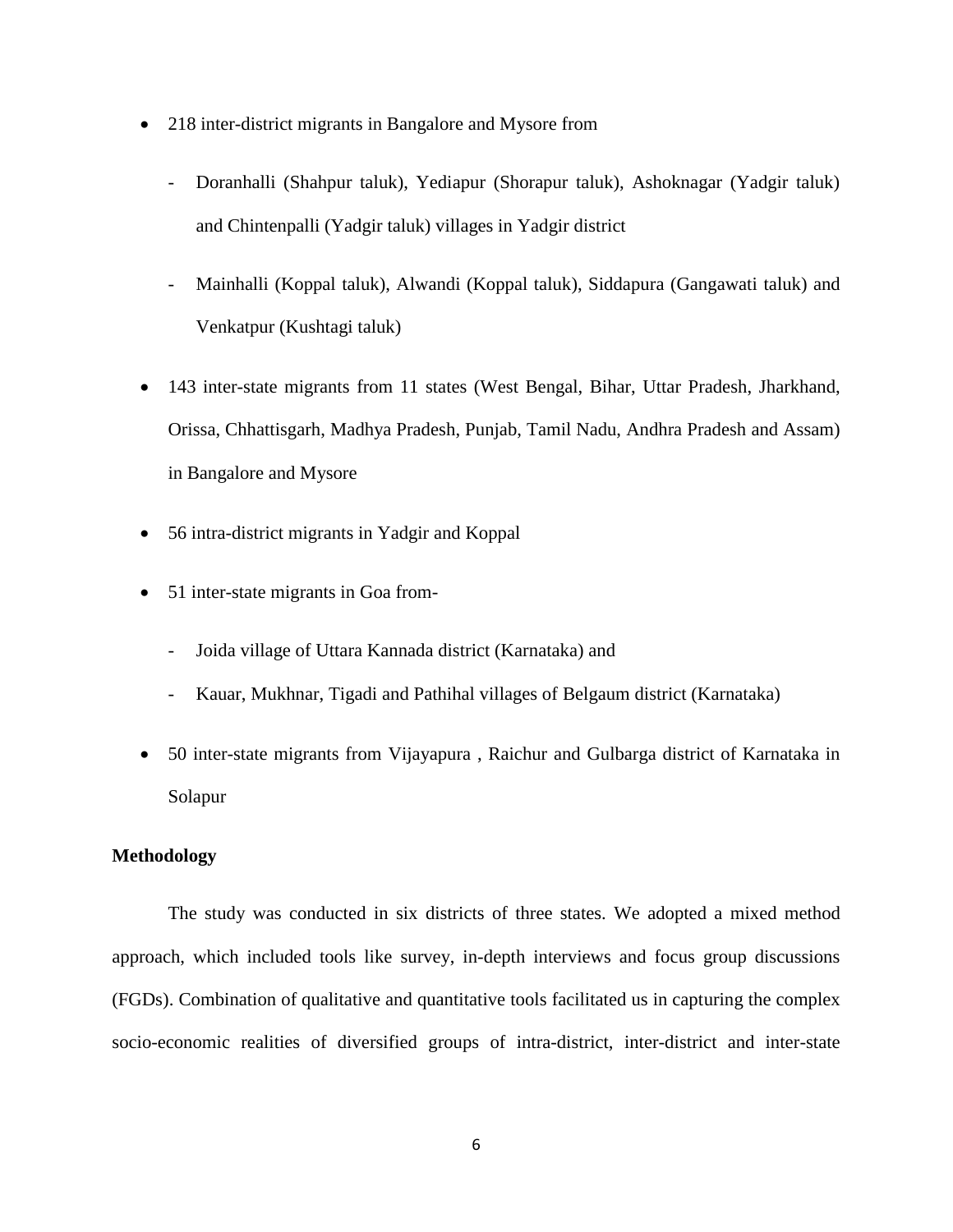- 218 inter-district migrants in Bangalore and Mysore from
    - Doranhalli (Shahpur taluk), Yediapur (Shorapur taluk), Ashoknagar (Yadgir taluk) and Chintenpalli (Yadgir taluk) villages in Yadgir district
    - Mainhalli (Koppal taluk), Alwandi (Koppal taluk), Siddapura (Gangawati taluk) and Venkatpur (Kushtagi taluk)
- 143 inter-state migrants from 11 states (West Bengal, Bihar, Uttar Pradesh, Jharkhand, Orissa, Chhattisgarh, Madhya Pradesh, Punjab, Tamil Nadu, Andhra Pradesh and Assam) in Bangalore and Mysore
- 56 intra-district migrants in Yadgir and Koppal
- 51 inter-state migrants in Goa from-
    - Joida village of Uttara Kannada district (Karnataka) and
    - Kauar, Mukhnar, Tigadi and Pathihal villages of Belgaum district (Karnataka)
- 50 inter-state migrants from Vijayapura , Raichur and Gulbarga district of Karnataka in Solapur

**Methodology**

The study was conducted in six districts of three states. We adopted a mixed method approach, which included tools like survey, in-depth interviews and focus group discussions (FGDs). Combination of qualitative and quantitative tools facilitated us in capturing the complex socio-economic realities of diversified groups of intra-district, inter-district and inter-state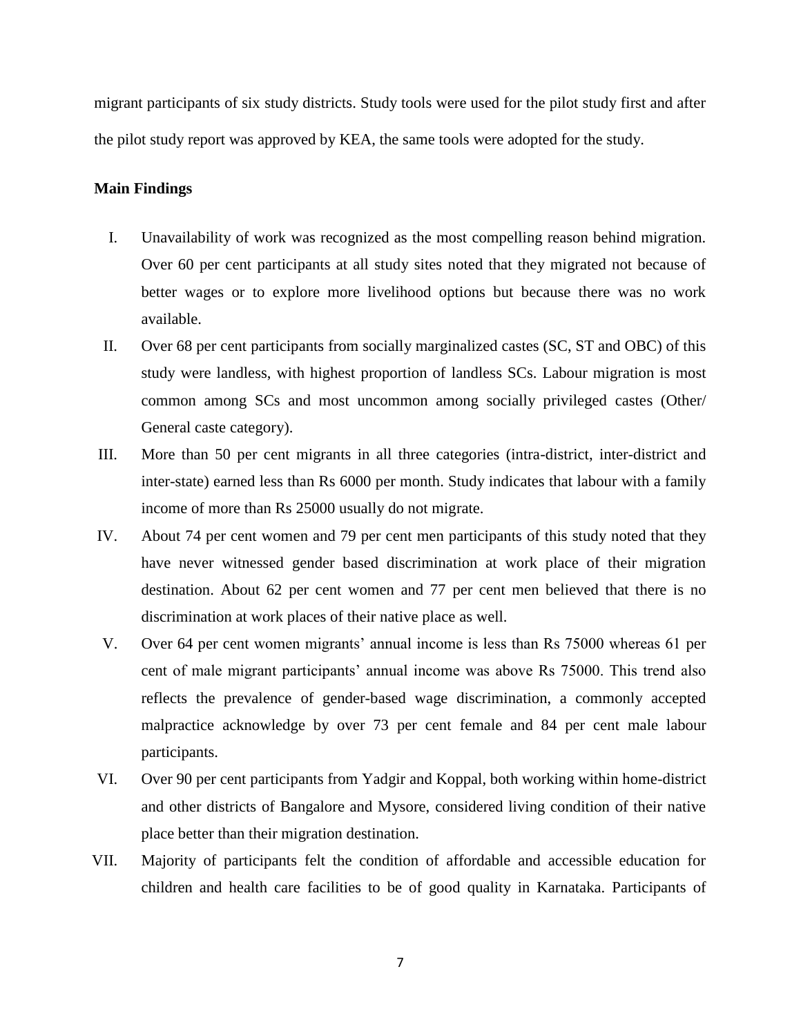migrant participants of six study districts. Study tools were used for the pilot study first and after the pilot study report was approved by KEA, the same tools were adopted for the study.

**Main Findings**

I. Unavailability of work was recognized as the most compelling reason behind migration. Over 60 per cent participants at all study sites noted that they migrated not because of better wages or to explore more livelihood options but because there was no work available.

II. Over 68 per cent participants from socially marginalized castes (SC, ST and OBC) of this study were landless, with highest proportion of landless SCs. Labour migration is most common among SCs and most uncommon among socially privileged castes (Other/ General caste category).

III. More than 50 per cent migrants in all three categories (intra-district, inter-district and inter-state) earned less than Rs 6000 per month. Study indicates that labour with a family income of more than Rs 25000 usually do not migrate.

IV. About 74 per cent women and 79 per cent men participants of this study noted that they have never witnessed gender based discrimination at work place of their migration destination. About 62 per cent women and 77 per cent men believed that there is no discrimination at work places of their native place as well.

V. Over 64 per cent women migrants' annual income is less than Rs 75000 whereas 61 per cent of male migrant participants' annual income was above Rs 75000. This trend also reflects the prevalence of gender-based wage discrimination, a commonly accepted malpractice acknowledge by over 73 per cent female and 84 per cent male labour participants.

VI. Over 90 per cent participants from Yadgir and Koppal, both working within home-district and other districts of Bangalore and Mysore, considered living condition of their native place better than their migration destination.

VII. Majority of participants felt the condition of affordable and accessible education for children and health care facilities to be of good quality in Karnataka. Participants of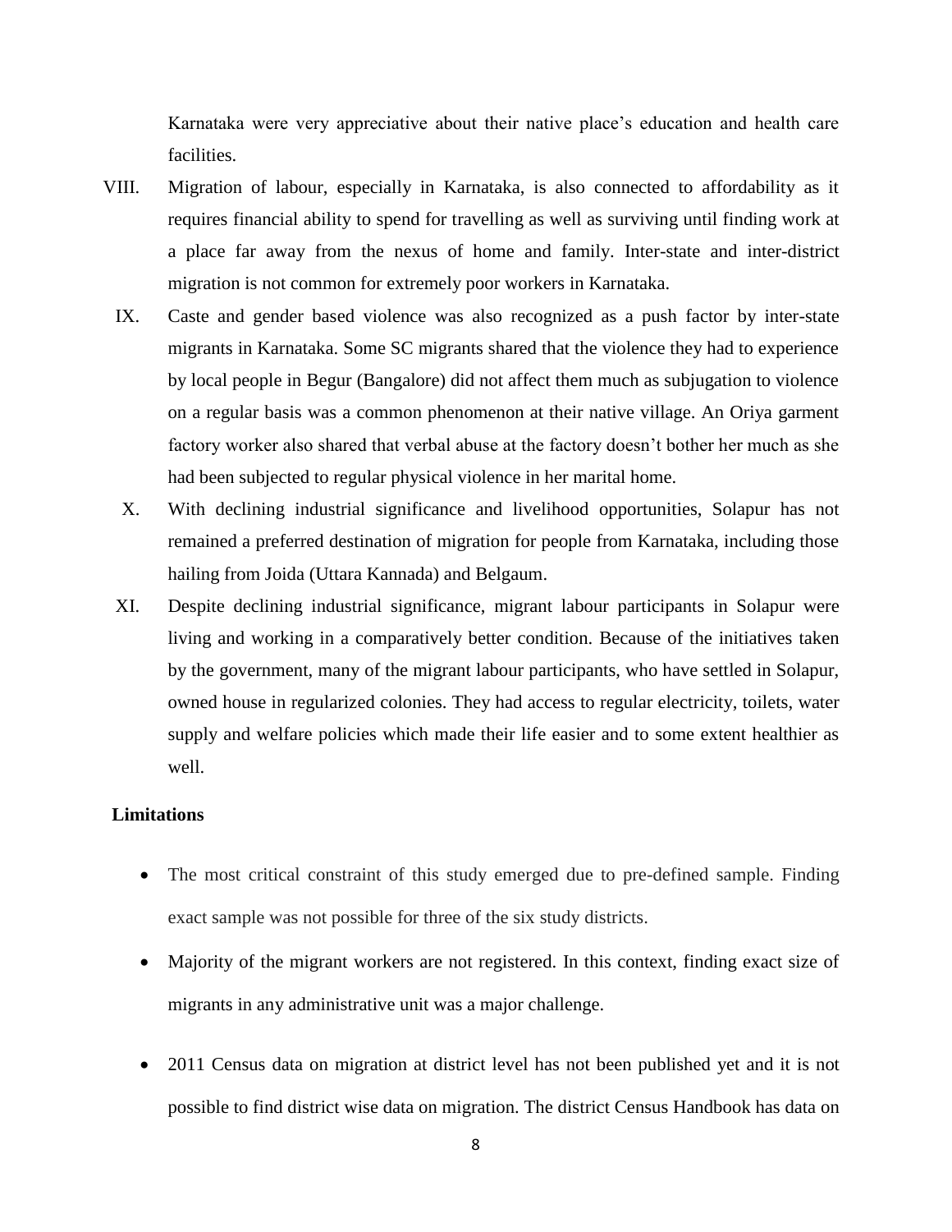Karnataka were very appreciative about their native place's education and health care facilities.

VIII. Migration of labour, especially in Karnataka, is also connected to affordability as it requires financial ability to spend for travelling as well as surviving until finding work at a place far away from the nexus of home and family. Inter-state and inter-district migration is not common for extremely poor workers in Karnataka.

IX. Caste and gender based violence was also recognized as a push factor by inter-state migrants in Karnataka. Some SC migrants shared that the violence they had to experience by local people in Begur (Bangalore) did not affect them much as subjugation to violence on a regular basis was a common phenomenon at their native village. An Oriya garment factory worker also shared that verbal abuse at the factory doesn't bother her much as she had been subjected to regular physical violence in her marital home.

X. With declining industrial significance and livelihood opportunities, Solapur has not remained a preferred destination of migration for people from Karnataka, including those hailing from Joida (Uttara Kannada) and Belgaum.

XI. Despite declining industrial significance, migrant labour participants in Solapur were living and working in a comparatively better condition. Because of the initiatives taken by the government, many of the migrant labour participants, who have settled in Solapur, owned house in regularized colonies. They had access to regular electricity, toilets, water supply and welfare policies which made their life easier and to some extent healthier as well.

**Limitations**

- The most critical constraint of this study emerged due to pre-defined sample. Finding exact sample was not possible for three of the six study districts.
- Majority of the migrant workers are not registered. In this context, finding exact size of migrants in any administrative unit was a major challenge.
- 2011 Census data on migration at district level has not been published yet and it is not possible to find district wise data on migration. The district Census Handbook has data on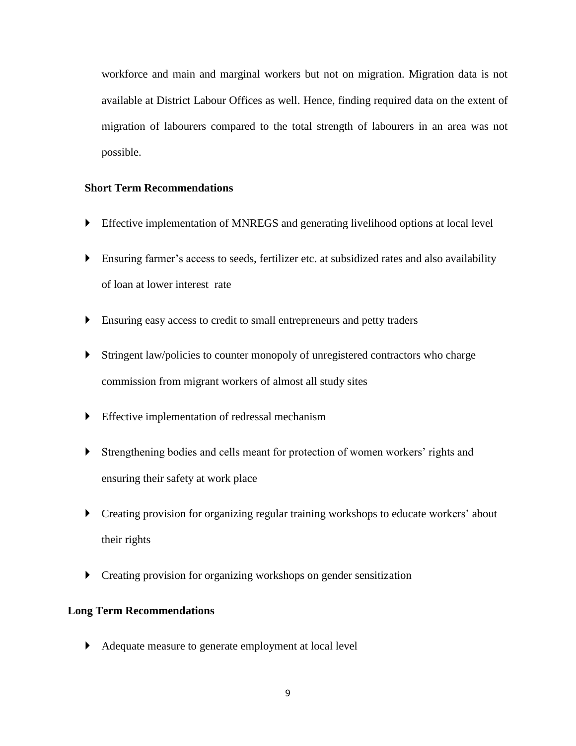workforce and main and marginal workers but not on migration. Migration data is not available at District Labour Offices as well. Hence, finding required data on the extent of migration of labourers compared to the total strength of labourers in an area was not possible.

**Short Term Recommendations**

- Effective implementation of MNREGS and generating livelihood options at local level
- Ensuring farmer's access to seeds, fertilizer etc. at subsidized rates and also availability of loan at lower interest rate
- Ensuring easy access to credit to small entrepreneurs and petty traders
- Stringent law/policies to counter monopoly of unregistered contractors who charge commission from migrant workers of almost all study sites
- Effective implementation of redressal mechanism
- Strengthening bodies and cells meant for protection of women workers' rights and ensuring their safety at work place
- Creating provision for organizing regular training workshops to educate workers' about their rights
- Creating provision for organizing workshops on gender sensitization

**Long Term Recommendations**

- Adequate measure to generate employment at local level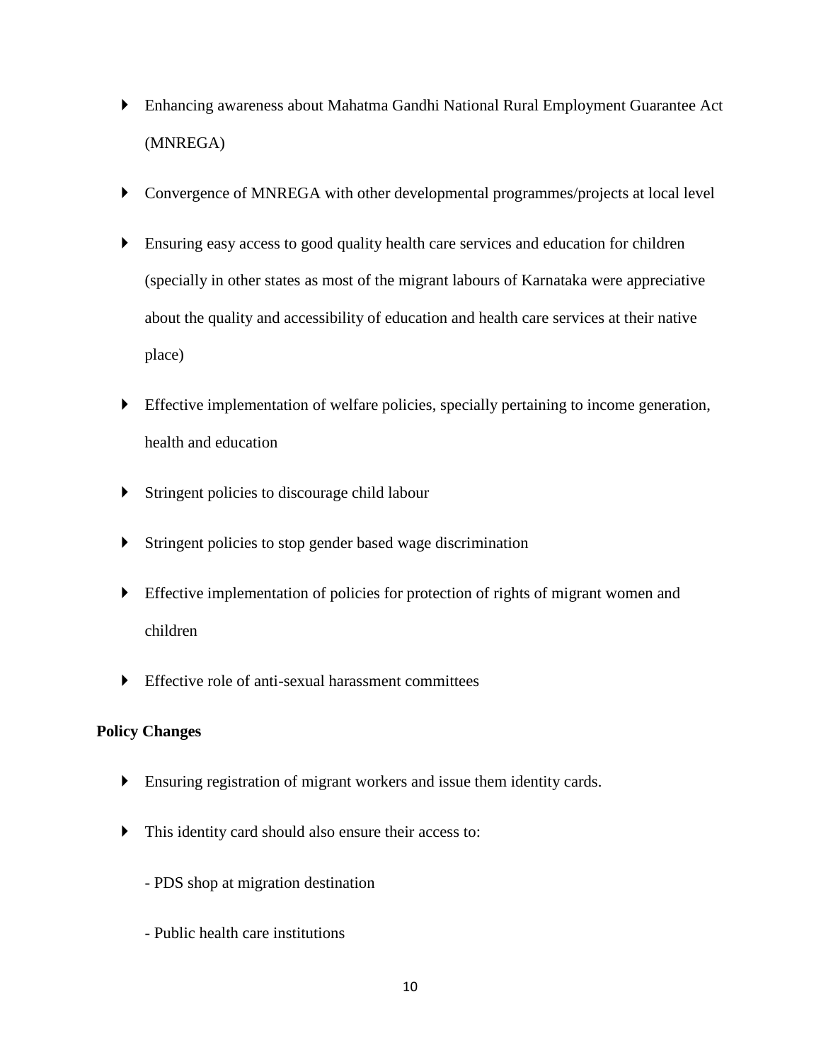- Enhancing awareness about Mahatma Gandhi National Rural Employment Guarantee Act (MNREGA)
- Convergence of MNREGA with other developmental programmes/projects at local level
- Ensuring easy access to good quality health care services and education for children (specially in other states as most of the migrant labours of Karnataka were appreciative about the quality and accessibility of education and health care services at their native place)
- Effective implementation of welfare policies, specially pertaining to income generation, health and education
- Stringent policies to discourage child labour
- Stringent policies to stop gender based wage discrimination
- Effective implementation of policies for protection of rights of migrant women and children
- Effective role of anti-sexual harassment committees

**Policy Changes**

- Ensuring registration of migrant workers and issue them identity cards.
- This identity card should also ensure their access to:

  - PDS shop at migration destination

  - Public health care institutions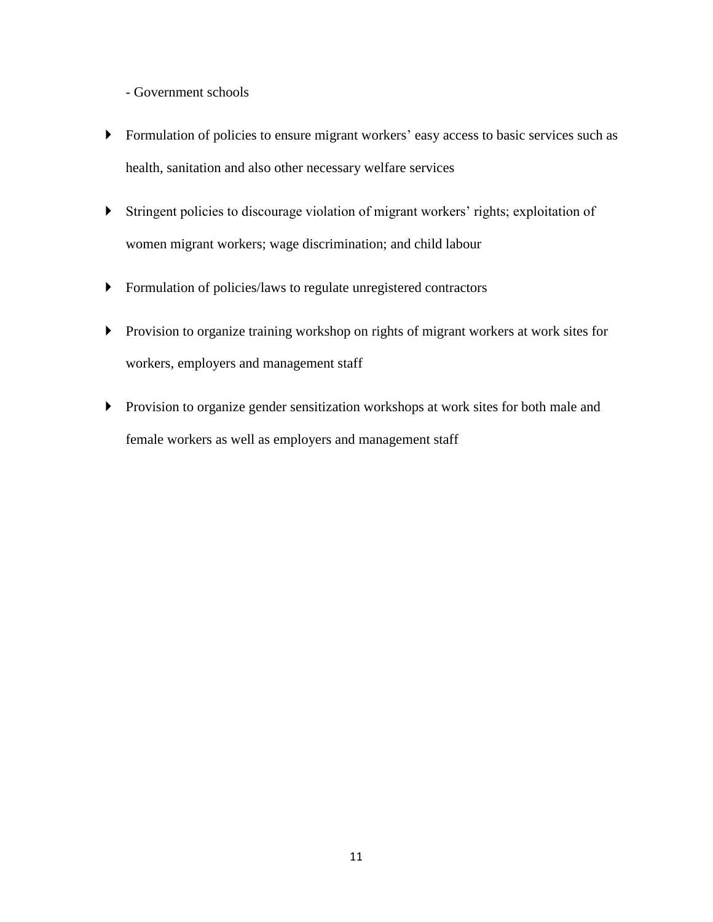- Government schools

- Formulation of policies to ensure migrant workers' easy access to basic services such as health, sanitation and also other necessary welfare services

- Stringent policies to discourage violation of migrant workers' rights; exploitation of women migrant workers; wage discrimination; and child labour

- Formulation of policies/laws to regulate unregistered contractors

- Provision to organize training workshop on rights of migrant workers at work sites for workers, employers and management staff

- Provision to organize gender sensitization workshops at work sites for both male and female workers as well as employers and management staff